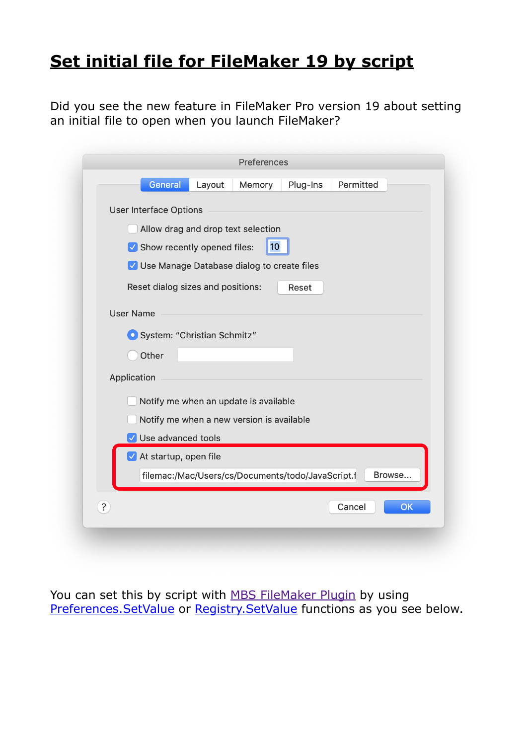# Set initial file for FileMaker 19 by script

Did you see the new feature in FileMaker Pro version 19 about setting an initial file to open when you launch FileMaker?

You can set this by script with MBS FileMaker Plugin by using Preferences.SetValue or Registry.SetValue functions as you see below.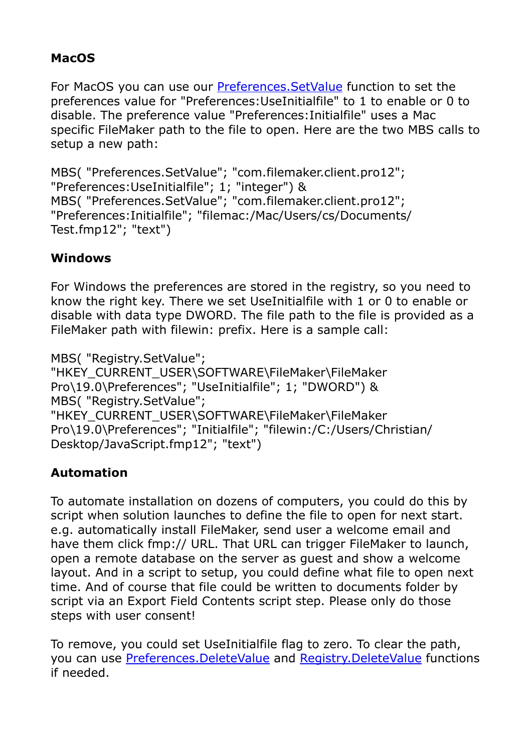**MacOS**

For MacOS you can use our [Preferences.SetValue](Preferences.SetValue) function to set the preferences value for "Preferences:UseInitialfile" to 1 to enable or 0 to disable. The preference value "Preferences:Initialfile" uses a Mac specific FileMaker path to the file to open. Here are the two MBS calls to setup a new path:

```
MBS( "Preferences.SetValue"; "com.filemaker.client.pro12";
"Preferences:UseInitialfile"; 1; "integer") &
MBS( "Preferences.SetValue"; "com.filemaker.client.pro12";
"Preferences:Initialfile"; "filemac:/Mac/Users/cs/Documents/
Test.fmp12"; "text")
```

**Windows**

For Windows the preferences are stored in the registry, so you need to know the right key. There we set UseInitialfile with 1 or 0 to enable or disable with data type DWORD. The file path to the file is provided as a FileMaker path with filewin: prefix. Here is a sample call:

```
MBS( "Registry.SetValue";
"HKEY_CURRENT_USER\SOFTWARE\FileMaker\FileMaker
Pro\19.0\Preferences"; "UseInitialfile"; 1; "DWORD") &
MBS( "Registry.SetValue";
"HKEY_CURRENT_USER\SOFTWARE\FileMaker\FileMaker
Pro\19.0\Preferences"; "Initialfile"; "filewin:/C:/Users/Christian/
Desktop/JavaScript.fmp12"; "text")
```

**Automation**

To automate installation on dozens of computers, you could do this by script when solution launches to define the file to open for next start. e.g. automatically install FileMaker, send user a welcome email and have them click fmp:// URL. That URL can trigger FileMaker to launch, open a remote database on the server as guest and show a welcome layout. And in a script to setup, you could define what file to open next time. And of course that file could be written to documents folder by script via an Export Field Contents script step. Please only do those steps with user consent!

To remove, you could set UseInitialfile flag to zero. To clear the path, you can use [Preferences.DeleteValue](Preferences.DeleteValue) and [Registry.DeleteValue](Registry.DeleteValue) functions if needed.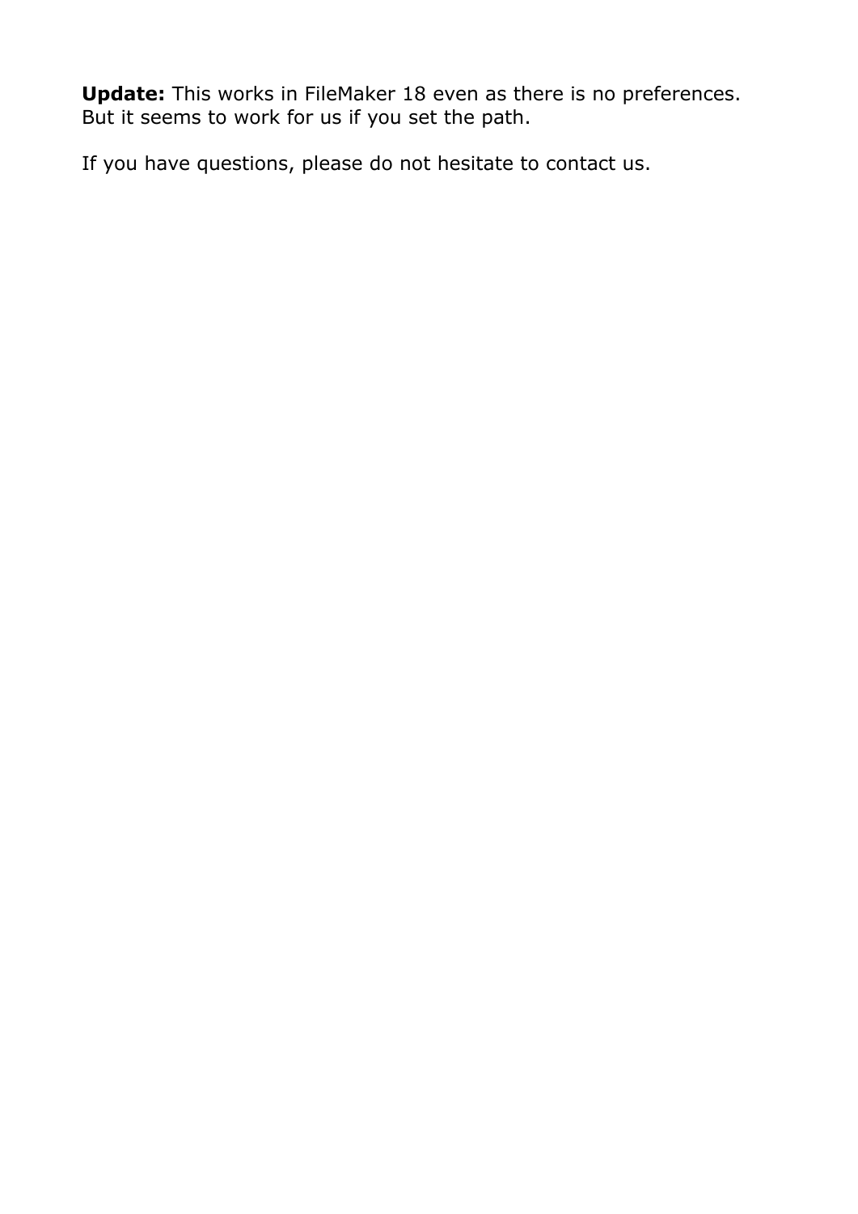**Update:** This works in FileMaker 18 even as there is no preferences. But it seems to work for us if you set the path.

If you have questions, please do not hesitate to contact us.